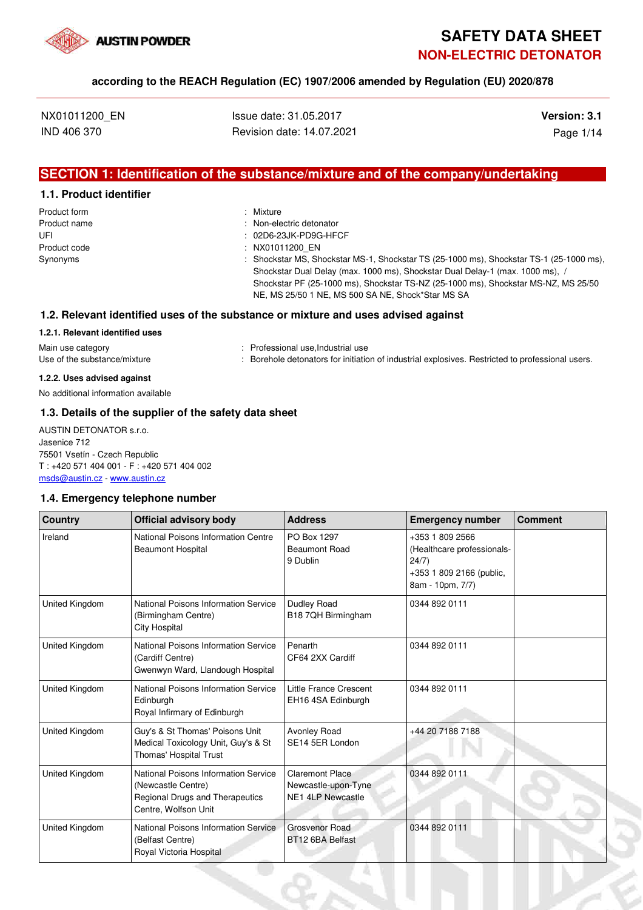# SAFETY DATA SHEET
## NON-ELECTRIC DETONATOR

**according to the REACH Regulation (EC) 1907/2006 amended by Regulation (EU) 2020/878**

NX01011200_EN
IND 406 370

Issue date: 31.05.2017
Revision date: 14.07.2021

**Version: 3.1**

## SECTION 1: Identification of the substance/mixture and of the company/undertaking

### 1.1. Product identifier

Product form : Mixture
Product name : Non-electric detonator
UFI : 02D6-23JK-PD9G-HFCF
Product code : NX01011200_EN
Synonyms : Shockstar MS, Shockstar MS-1, Shockstar TS (25-1000 ms), Shockstar TS-1 (25-1000 ms), Shockstar Dual Delay (max. 1000 ms), Shockstar Dual Delay-1 (max. 1000 ms), / Shockstar PF (25-1000 ms), Shockstar TS-NZ (25-1000 ms), Shockstar MS-NZ, MS 25/50 NE, MS 25/50 1 NE, MS 500 SA NE, Shock*Star MS SA

### 1.2. Relevant identified uses of the substance or mixture and uses advised against

#### 1.2.1. Relevant identified uses

Main use category : Professional use,Industrial use
Use of the substance/mixture : Borehole detonators for initiation of industrial explosives. Restricted to professional users.

#### 1.2.2. Uses advised against

No additional information available

### 1.3. Details of the supplier of the safety data sheet

AUSTIN DETONATOR s.r.o.
Jasenice 712
75501 Vsetín - Czech Republic
T : +420 571 404 001 - F : +420 571 404 002
msds@austin.cz - www.austin.cz

### 1.4. Emergency telephone number

| Country | Official advisory body | Address | Emergency number | Comment |
|---|---|---|---|---|
| Ireland | National Poisons Information Centre Beaumont Hospital | PO Box 1297 Beaumont Road 9 Dublin | +353 1 809 2566 (Healthcare professionals-24/7) +353 1 809 2166 (public, 8am - 10pm, 7/7) | |
| United Kingdom | National Poisons Information Service (Birmingham Centre) City Hospital | Dudley Road B18 7QH Birmingham | 0344 892 0111 | |
| United Kingdom | National Poisons Information Service (Cardiff Centre) Gwenwyn Ward, Llandough Hospital | Penarth CF64 2XX Cardiff | 0344 892 0111 | |
| United Kingdom | National Poisons Information Service Edinburgh Royal Infirmary of Edinburgh | Little France Crescent EH16 4SA Edinburgh | 0344 892 0111 | |
| United Kingdom | Guy's & St Thomas' Poisons Unit Medical Toxicology Unit, Guy's & St Thomas' Hospital Trust | Avonley Road SE14 5ER London | +44 20 7188 7188 | |
| United Kingdom | National Poisons Information Service (Newcastle Centre) Regional Drugs and Therapeutics Centre, Wolfson Unit | Claremont Place Newcastle-upon-Tyne NE1 4LP Newcastle | 0344 892 0111 | |
| United Kingdom | National Poisons Information Service (Belfast Centre) Royal Victoria Hospital | Grosvenor Road BT12 6BA Belfast | 0344 892 0111 | |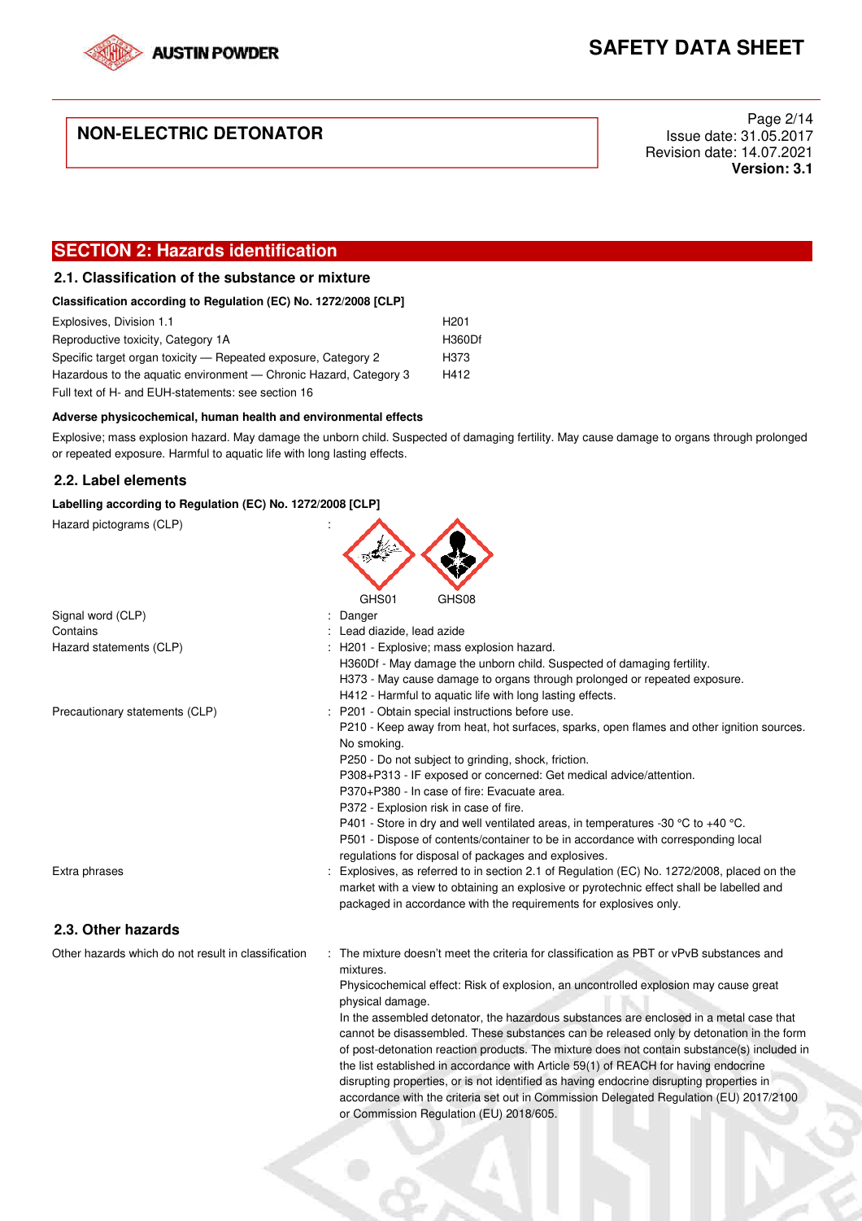## SECTION 2: Hazards identification

### 2.1. Classification of the substance or mixture

**Classification according to Regulation (EC) No. 1272/2008 [CLP]**

| | |
|---|---|
| Explosives, Division 1.1 | H201 |
| Reproductive toxicity, Category 1A | H360Df |
| Specific target organ toxicity — Repeated exposure, Category 2 | H373 |
| Hazardous to the aquatic environment — Chronic Hazard, Category 3 | H412 |

Full text of H- and EUH-statements: see section 16

**Adverse physicochemical, human health and environmental effects**

Explosive; mass explosion hazard. May damage the unborn child. Suspected of damaging fertility. May cause damage to organs through prolonged or repeated exposure. Harmful to aquatic life with long lasting effects.

### 2.2. Label elements

**Labelling according to Regulation (EC) No. 1272/2008 [CLP]**

Hazard pictograms (CLP) :

GHS01 GHS08

Signal word (CLP) : Danger

Contains : Lead diazide, lead azide

Hazard statements (CLP) : H201 - Explosive; mass explosion hazard.
H360Df - May damage the unborn child. Suspected of damaging fertility.
H373 - May cause damage to organs through prolonged or repeated exposure.
H412 - Harmful to aquatic life with long lasting effects.

Precautionary statements (CLP) : P201 - Obtain special instructions before use.
P210 - Keep away from heat, hot surfaces, sparks, open flames and other ignition sources. No smoking.
P250 - Do not subject to grinding, shock, friction.
P308+P313 - IF exposed or concerned: Get medical advice/attention.
P370+P380 - In case of fire: Evacuate area.
P372 - Explosion risk in case of fire.
P401 - Store in dry and well ventilated areas, in temperatures -30 °C to +40 °C.
P501 - Dispose of contents/container to be in accordance with corresponding local regulations for disposal of packages and explosives.

Extra phrases : Explosives, as referred to in section 2.1 of Regulation (EC) No. 1272/2008, placed on the market with a view to obtaining an explosive or pyrotechnic effect shall be labelled and packaged in accordance with the requirements for explosives only.

### 2.3. Other hazards

Other hazards which do not result in classification : The mixture doesn't meet the criteria for classification as PBT or vPvB substances and mixtures.
Physicochemical effect: Risk of explosion, an uncontrolled explosion may cause great physical damage.
In the assembled detonator, the hazardous substances are enclosed in a metal case that cannot be disassembled. These substances can be released only by detonation in the form of post-detonation reaction products. The mixture does not contain substance(s) included in the list established in accordance with Article 59(1) of REACH for having endocrine disrupting properties, or is not identified as having endocrine disrupting properties in accordance with the criteria set out in Commission Delegated Regulation (EU) 2017/2100 or Commission Regulation (EU) 2018/605.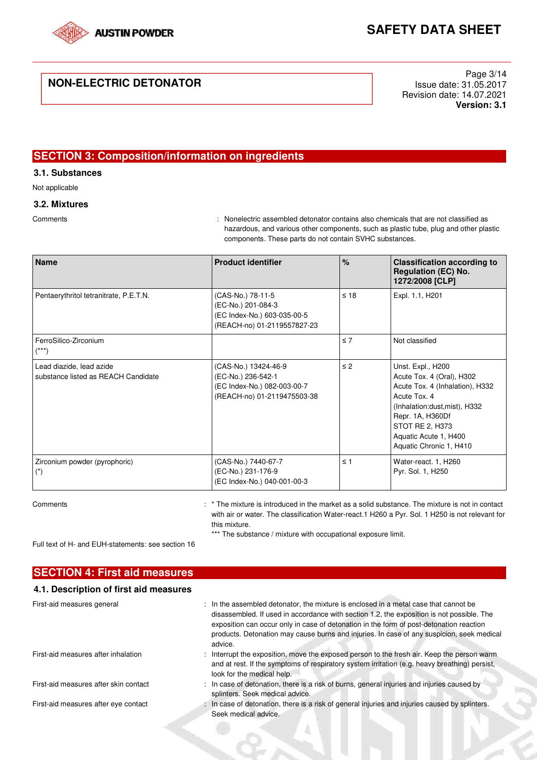## SECTION 3: Composition/information on ingredients

### 3.1. Substances

Not applicable

### 3.2. Mixtures

Comments : Nonelectric assembled detonator contains also chemicals that are not classified as hazardous, and various other components, such as plastic tube, plug and other plastic components. These parts do not contain SVHC substances.

| Name | Product identifier | % | Classification according to Regulation (EC) No. 1272/2008 [CLP] |
|---|---|---|---|
| Pentaerythritol tetranitrate, P.E.T.N. | (CAS-No.) 78-11-5<br>(EC-No.) 201-084-3<br>(EC Index-No.) 603-035-00-5<br>(REACH-no) 01-2119557827-23 | ≤ 18 | Expl. 1.1, H201 |
| FerroSilico-Zirconium<br>(***) | | ≤ 7 | Not classified |
| Lead diazide, lead azide<br>substance listed as REACH Candidate | (CAS-No.) 13424-46-9<br>(EC-No.) 236-542-1<br>(EC Index-No.) 082-003-00-7<br>(REACH-no) 01-2119475503-38 | ≤ 2 | Unst. Expl., H200<br>Acute Tox. 4 (Oral), H302<br>Acute Tox. 4 (Inhalation), H332<br>Acute Tox. 4 (Inhalation:dust,mist), H332<br>Repr. 1A, H360Df<br>STOT RE 2, H373<br>Aquatic Acute 1, H400<br>Aquatic Chronic 1, H410 |
| Zirconium powder (pyrophoric)<br>(*) | (CAS-No.) 7440-67-7<br>(EC-No.) 231-176-9<br>(EC Index-No.) 040-001-00-3 | ≤ 1 | Water-react. 1, H260<br>Pyr. Sol. 1, H250 |

Comments : * The mixture is introduced in the market as a solid substance. The mixture is not in contact with air or water. The classification Water-react.1 H260 a Pyr. Sol. 1 H250 is not relevant for this mixture.
*** The substance / mixture with occupational exposure limit.

Full text of H- and EUH-statements: see section 16

## SECTION 4: First aid measures

### 4.1. Description of first aid measures

First-aid measures general : In the assembled detonator, the mixture is enclosed in a metal case that cannot be disassembled. If used in accordance with section 1.2, the exposition is not possible. The exposition can occur only in case of detonation in the form of post-detonation reaction products. Detonation may cause burns and injuries. In case of any suspicion, seek medical advice.

First-aid measures after inhalation : Interrupt the exposition, move the exposed person to the fresh air. Keep the person warm and at rest. If the symptoms of respiratory system irritation (e.g. heavy breathing) persist, look for the medical help.

First-aid measures after skin contact : In case of detonation, there is a risk of burns, general injuries and injuries caused by splinters. Seek medical advice.

First-aid measures after eye contact : In case of detonation, there is a risk of general injuries and injuries caused by splinters. Seek medical advice.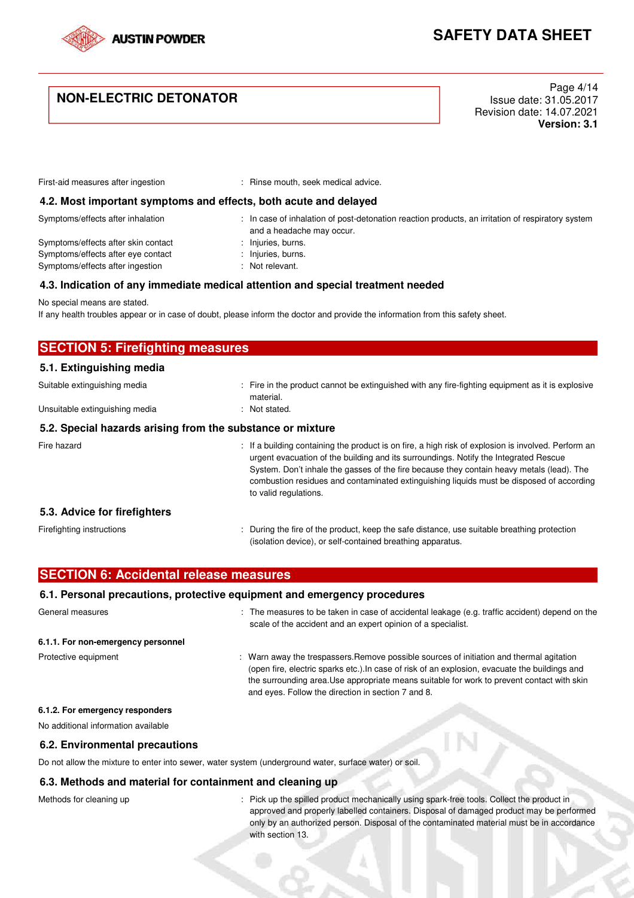First-aid measures after ingestion : Rinse mouth, seek medical advice.

### 4.2. Most important symptoms and effects, both acute and delayed

Symptoms/effects after inhalation : In case of inhalation of post-detonation reaction products, an irritation of respiratory system and a headache may occur.

Symptoms/effects after skin contact : Injuries, burns.

Symptoms/effects after eye contact : Injuries, burns.

Symptoms/effects after ingestion : Not relevant.

### 4.3. Indication of any immediate medical attention and special treatment needed

No special means are stated.

If any health troubles appear or in case of doubt, please inform the doctor and provide the information from this safety sheet.

## SECTION 5: Firefighting measures

### 5.1. Extinguishing media

Suitable extinguishing media : Fire in the product cannot be extinguished with any fire-fighting equipment as it is explosive material.

Unsuitable extinguishing media : Not stated.

### 5.2. Special hazards arising from the substance or mixture

Fire hazard : If a building containing the product is on fire, a high risk of explosion is involved. Perform an urgent evacuation of the building and its surroundings. Notify the Integrated Rescue System. Don't inhale the gasses of the fire because they contain heavy metals (lead). The combustion residues and contaminated extinguishing liquids must be disposed of according to valid regulations.

### 5.3. Advice for firefighters

Firefighting instructions : During the fire of the product, keep the safe distance, use suitable breathing protection (isolation device), or self-contained breathing apparatus.

## SECTION 6: Accidental release measures

### 6.1. Personal precautions, protective equipment and emergency procedures

General measures : The measures to be taken in case of accidental leakage (e.g. traffic accident) depend on the scale of the accident and an expert opinion of a specialist.

#### 6.1.1. For non-emergency personnel

Protective equipment : Warn away the trespassers.Remove possible sources of initiation and thermal agitation (open fire, electric sparks etc.).In case of risk of an explosion, evacuate the buildings and the surrounding area.Use appropriate means suitable for work to prevent contact with skin and eyes. Follow the direction in section 7 and 8.

#### 6.1.2. For emergency responders

No additional information available

### 6.2. Environmental precautions

Do not allow the mixture to enter into sewer, water system (underground water, surface water) or soil.

### 6.3. Methods and material for containment and cleaning up

Methods for cleaning up : Pick up the spilled product mechanically using spark-free tools. Collect the product in approved and properly labelled containers. Disposal of damaged product may be performed only by an authorized person. Disposal of the contaminated material must be in accordance with section 13.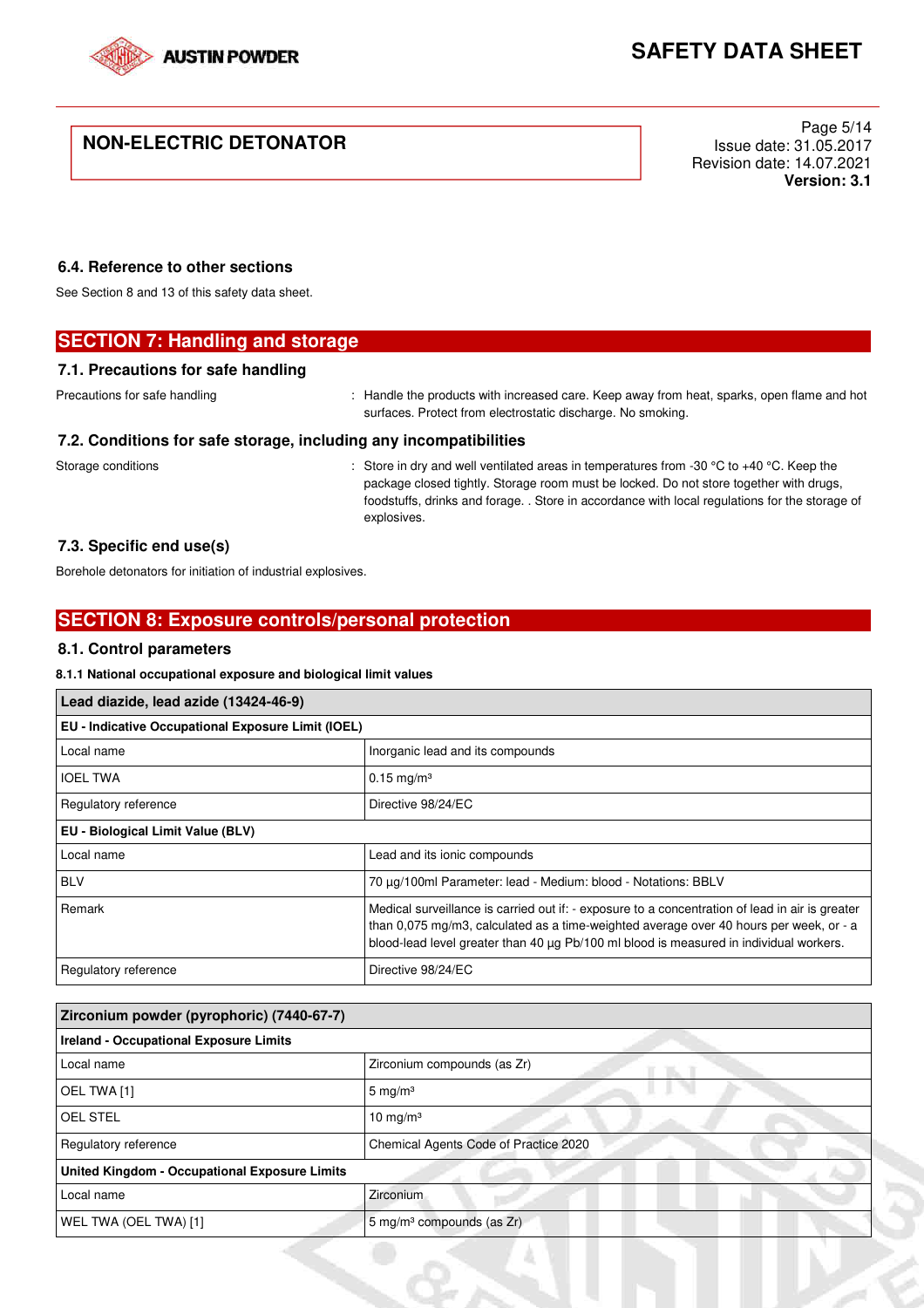### 6.4. Reference to other sections

See Section 8 and 13 of this safety data sheet.

## SECTION 7: Handling and storage

### 7.1. Precautions for safe handling

Precautions for safe handling : Handle the products with increased care. Keep away from heat, sparks, open flame and hot surfaces. Protect from electrostatic discharge. No smoking.

### 7.2. Conditions for safe storage, including any incompatibilities

Storage conditions : Store in dry and well ventilated areas in temperatures from -30 °C to +40 °C. Keep the package closed tightly. Storage room must be locked. Do not store together with drugs, foodstuffs, drinks and forage. . Store in accordance with local regulations for the storage of explosives.

### 7.3. Specific end use(s)

Borehole detonators for initiation of industrial explosives.

## SECTION 8: Exposure controls/personal protection

### 8.1. Control parameters

**8.1.1 National occupational exposure and biological limit values**

| Lead diazide, lead azide (13424-46-9) | |
|---|---|
| **EU - Indicative Occupational Exposure Limit (IOEL)** | |
| Local name | Inorganic lead and its compounds |
| IOEL TWA | 0.15 mg/m³ |
| Regulatory reference | Directive 98/24/EC |
| **EU - Biological Limit Value (BLV)** | |
| Local name | Lead and its ionic compounds |
| BLV | 70 µg/100ml Parameter: lead - Medium: blood - Notations: BBLV |
| Remark | Medical surveillance is carried out if: - exposure to a concentration of lead in air is greater than 0,075 mg/m3, calculated as a time-weighted average over 40 hours per week, or - a blood-lead level greater than 40 µg Pb/100 ml blood is measured in individual workers. |
| Regulatory reference | Directive 98/24/EC |

| Zirconium powder (pyrophoric) (7440-67-7) | |
|---|---|
| **Ireland - Occupational Exposure Limits** | |
| Local name | Zirconium compounds (as Zr) |
| OEL TWA [1] | 5 mg/m³ |
| OEL STEL | 10 mg/m³ |
| Regulatory reference | Chemical Agents Code of Practice 2020 |
| **United Kingdom - Occupational Exposure Limits** | |
| Local name | Zirconium |
| WEL TWA (OEL TWA) [1] | 5 mg/m³ compounds (as Zr) |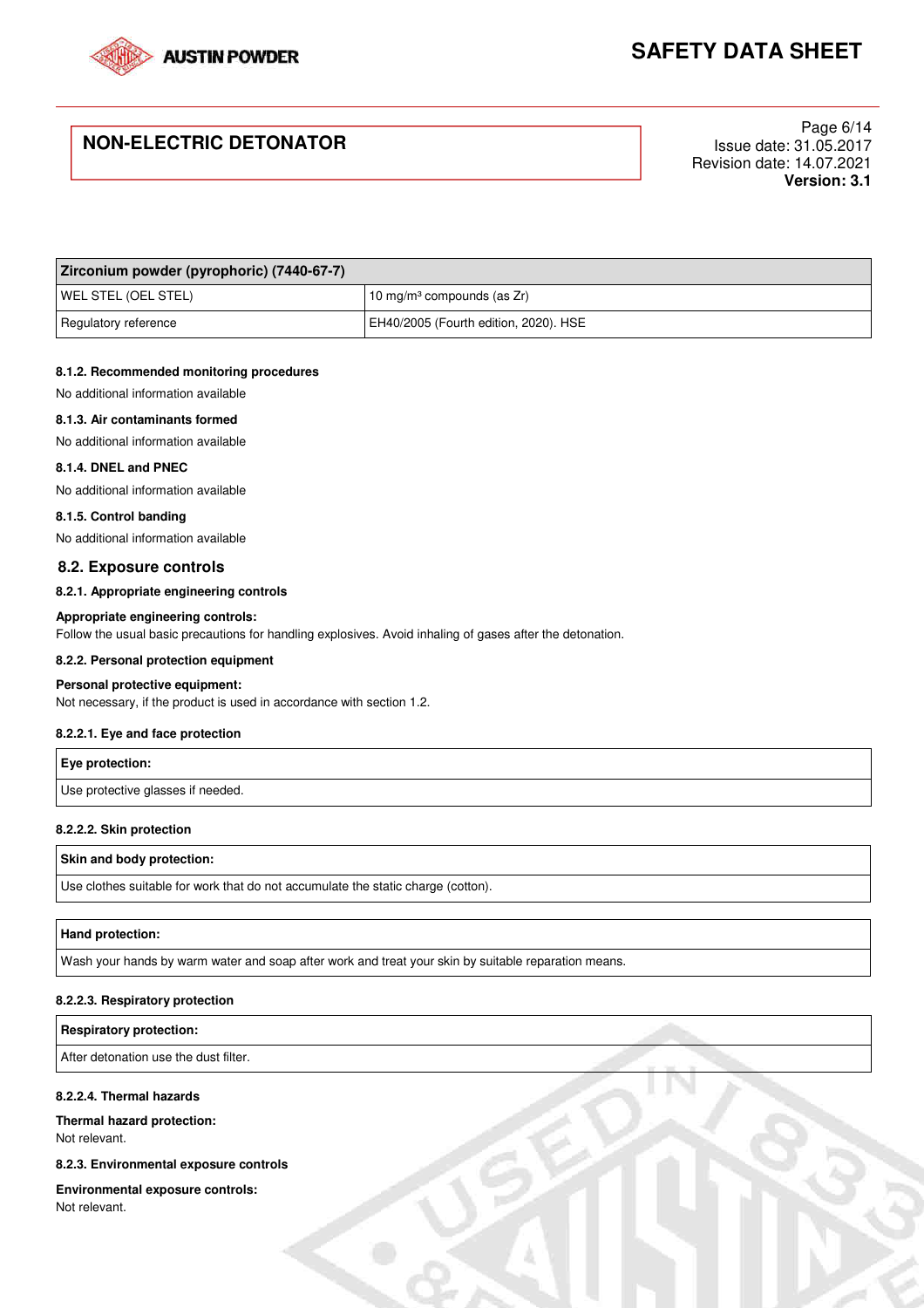| Zirconium powder (pyrophoric) (7440-67-7) | |
|---|---|
| WEL STEL (OEL STEL) | 10 mg/m³ compounds (as Zr) |
| Regulatory reference | EH40/2005 (Fourth edition, 2020). HSE |

#### 8.1.2. Recommended monitoring procedures

No additional information available

#### 8.1.3. Air contaminants formed

No additional information available

#### 8.1.4. DNEL and PNEC

No additional information available

#### 8.1.5. Control banding

No additional information available

### 8.2. Exposure controls

#### 8.2.1. Appropriate engineering controls

**Appropriate engineering controls:**
Follow the usual basic precautions for handling explosives. Avoid inhaling of gases after the detonation.

#### 8.2.2. Personal protection equipment

**Personal protective equipment:**
Not necessary, if the product is used in accordance with section 1.2.

#### 8.2.2.1. Eye and face protection

| Eye protection: |
|---|
| Use protective glasses if needed. |

#### 8.2.2.2. Skin protection

| Skin and body protection: |
|---|
| Use clothes suitable for work that do not accumulate the static charge (cotton). |

| Hand protection: |
|---|
| Wash your hands by warm water and soap after work and treat your skin by suitable reparation means. |

#### 8.2.2.3. Respiratory protection

| Respiratory protection: |
|---|
| After detonation use the dust filter. |

#### 8.2.2.4. Thermal hazards

**Thermal hazard protection:**
Not relevant.

#### 8.2.3. Environmental exposure controls

**Environmental exposure controls:**
Not relevant.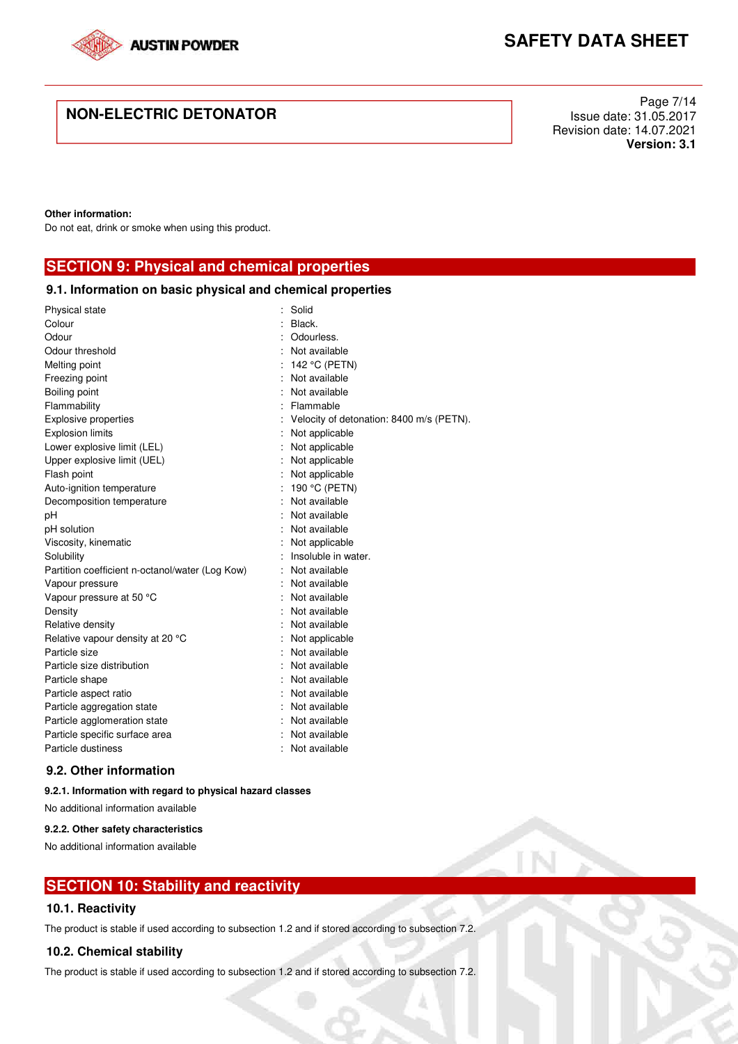**Other information:**

Do not eat, drink or smoke when using this product.

## SECTION 9: Physical and chemical properties

### 9.1. Information on basic physical and chemical properties

| | |
|---|---|
| Physical state | : Solid |
| Colour | : Black. |
| Odour | : Odourless. |
| Odour threshold | : Not available |
| Melting point | : 142 °C (PETN) |
| Freezing point | : Not available |
| Boiling point | : Not available |
| Flammability | : Flammable |
| Explosive properties | : Velocity of detonation: 8400 m/s (PETN). |
| Explosion limits | : Not applicable |
| Lower explosive limit (LEL) | : Not applicable |
| Upper explosive limit (UEL) | : Not applicable |
| Flash point | : Not applicable |
| Auto-ignition temperature | : 190 °C (PETN) |
| Decomposition temperature | : Not available |
| pH | : Not available |
| pH solution | : Not available |
| Viscosity, kinematic | : Not applicable |
| Solubility | : Insoluble in water. |
| Partition coefficient n-octanol/water (Log Kow) | : Not available |
| Vapour pressure | : Not available |
| Vapour pressure at 50 °C | : Not available |
| Density | : Not available |
| Relative density | : Not available |
| Relative vapour density at 20 °C | : Not applicable |
| Particle size | : Not available |
| Particle size distribution | : Not available |
| Particle shape | : Not available |
| Particle aspect ratio | : Not available |
| Particle aggregation state | : Not available |
| Particle agglomeration state | : Not available |
| Particle specific surface area | : Not available |
| Particle dustiness | : Not available |

### 9.2. Other information

**9.2.1. Information with regard to physical hazard classes**

No additional information available

**9.2.2. Other safety characteristics**

No additional information available

## SECTION 10: Stability and reactivity

### 10.1. Reactivity

The product is stable if used according to subsection 1.2 and if stored according to subsection 7.2.

### 10.2. Chemical stability

The product is stable if used according to subsection 1.2 and if stored according to subsection 7.2.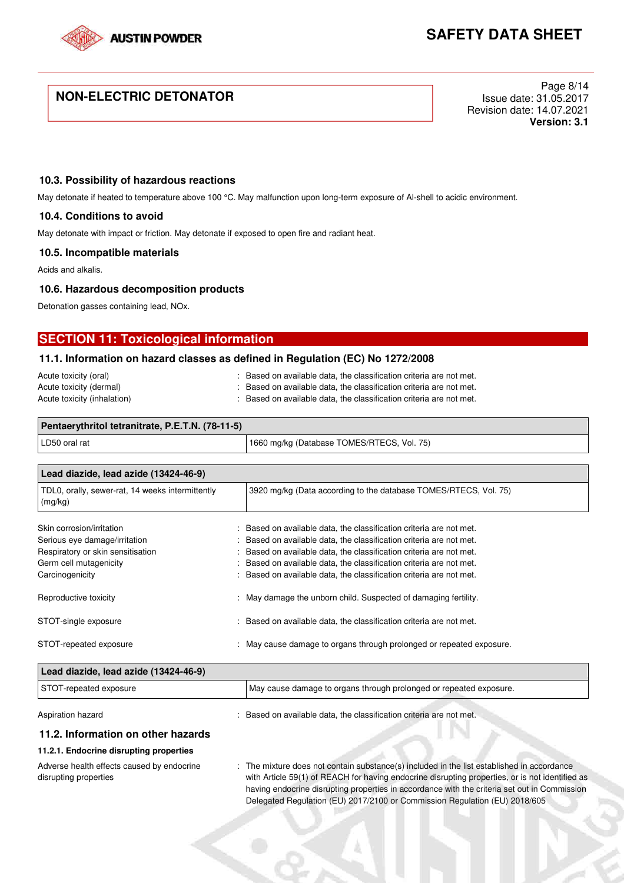### 10.3. Possibility of hazardous reactions

May detonate if heated to temperature above 100 °C. May malfunction upon long-term exposure of Al-shell to acidic environment.

### 10.4. Conditions to avoid

May detonate with impact or friction. May detonate if exposed to open fire and radiant heat.

### 10.5. Incompatible materials

Acids and alkalis.

### 10.6. Hazardous decomposition products

Detonation gasses containing lead, NOx.

## SECTION 11: Toxicological information

### 11.1. Information on hazard classes as defined in Regulation (EC) No 1272/2008

Acute toxicity (oral) : Based on available data, the classification criteria are not met.
Acute toxicity (dermal) : Based on available data, the classification criteria are not met.
Acute toxicity (inhalation) : Based on available data, the classification criteria are not met.

| Pentaerythritol tetranitrate, P.E.T.N. (78-11-5) | |
|---|---|
| LD50 oral rat | 1660 mg/kg (Database TOMES/RTECS, Vol. 75) |

| Lead diazide, lead azide (13424-46-9) | |
|---|---|
| TDL0, orally, sewer-rat, 14 weeks intermittently (mg/kg) | 3920 mg/kg (Data according to the database TOMES/RTECS, Vol. 75) |

Skin corrosion/irritation : Based on available data, the classification criteria are not met.
Serious eye damage/irritation : Based on available data, the classification criteria are not met.
Respiratory or skin sensitisation : Based on available data, the classification criteria are not met.
Germ cell mutagenicity : Based on available data, the classification criteria are not met.
Carcinogenicity : Based on available data, the classification criteria are not met.

Reproductive toxicity : May damage the unborn child. Suspected of damaging fertility.

STOT-single exposure : Based on available data, the classification criteria are not met.

STOT-repeated exposure : May cause damage to organs through prolonged or repeated exposure.

| Lead diazide, lead azide (13424-46-9) | |
|---|---|
| STOT-repeated exposure | May cause damage to organs through prolonged or repeated exposure. |

Aspiration hazard : Based on available data, the classification criteria are not met.

### 11.2. Information on other hazards

#### 11.2.1. Endocrine disrupting properties

Adverse health effects caused by endocrine disrupting properties : The mixture does not contain substance(s) included in the list established in accordance with Article 59(1) of REACH for having endocrine disrupting properties, or is not identified as having endocrine disrupting properties in accordance with the criteria set out in Commission Delegated Regulation (EU) 2017/2100 or Commission Regulation (EU) 2018/605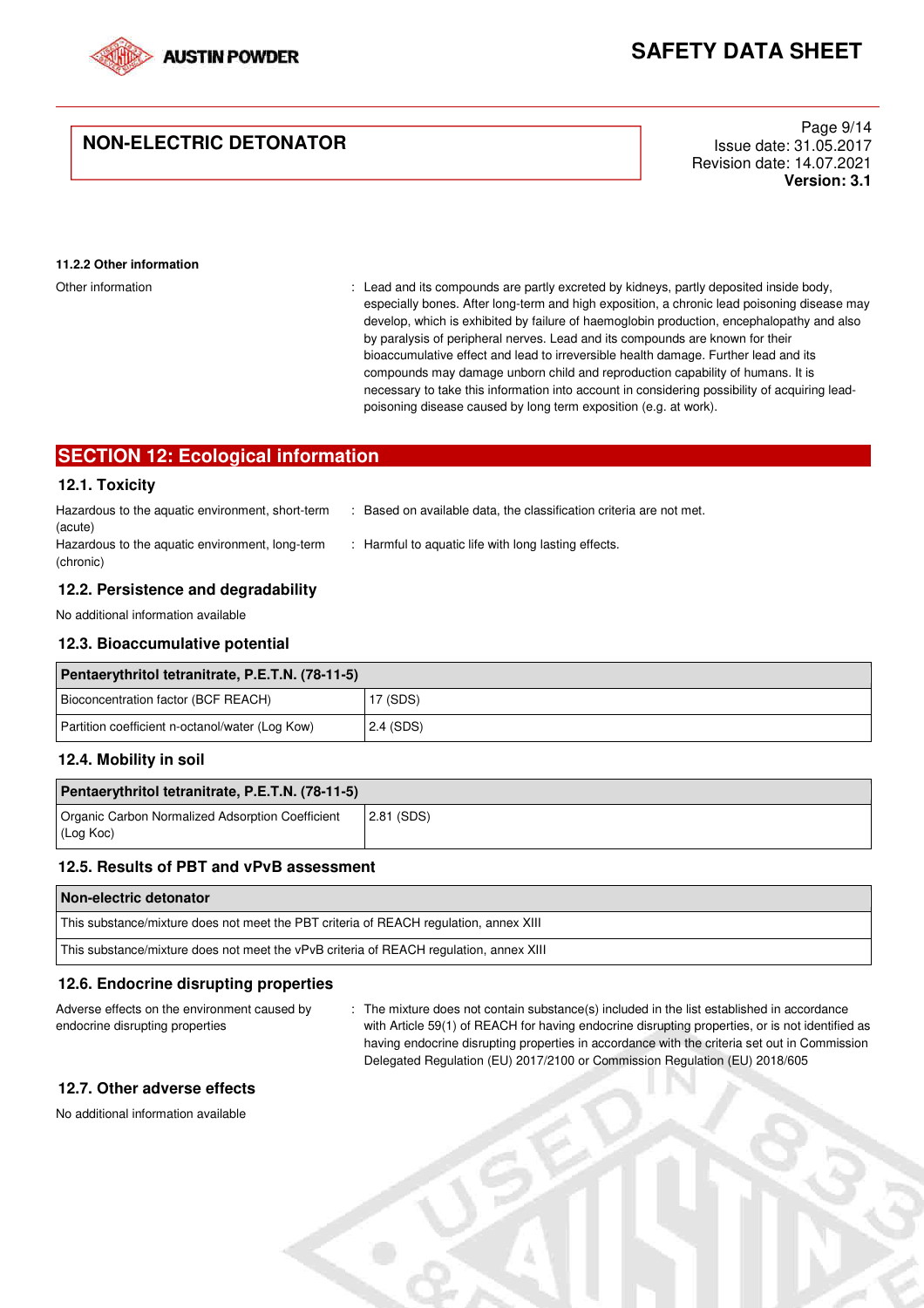**11.2.2 Other information**

Other information : Lead and its compounds are partly excreted by kidneys, partly deposited inside body, especially bones. After long-term and high exposition, a chronic lead poisoning disease may develop, which is exhibited by failure of haemoglobin production, encephalopathy and also by paralysis of peripheral nerves. Lead and its compounds are known for their bioaccumulative effect and lead to irreversible health damage. Further lead and its compounds may damage unborn child and reproduction capability of humans. It is necessary to take this information into account in considering possibility of acquiring lead-poisoning disease caused by long term exposition (e.g. at work).

## SECTION 12: Ecological information

### 12.1. Toxicity

Hazardous to the aquatic environment, short-term (acute) : Based on available data, the classification criteria are not met.

Hazardous to the aquatic environment, long-term (chronic) : Harmful to aquatic life with long lasting effects.

### 12.2. Persistence and degradability

No additional information available

### 12.3. Bioaccumulative potential

| Pentaerythritol tetranitrate, P.E.T.N. (78-11-5) | |
|---|---|
| Bioconcentration factor (BCF REACH) | 17 (SDS) |
| Partition coefficient n-octanol/water (Log Kow) | 2.4 (SDS) |

### 12.4. Mobility in soil

| Pentaerythritol tetranitrate, P.E.T.N. (78-11-5) | |
|---|---|
| Organic Carbon Normalized Adsorption Coefficient (Log Koc) | 2.81 (SDS) |

### 12.5. Results of PBT and vPvB assessment

| Non-electric detonator |
|---|
| This substance/mixture does not meet the PBT criteria of REACH regulation, annex XIII |
| This substance/mixture does not meet the vPvB criteria of REACH regulation, annex XIII |

### 12.6. Endocrine disrupting properties

Adverse effects on the environment caused by endocrine disrupting properties : The mixture does not contain substance(s) included in the list established in accordance with Article 59(1) of REACH for having endocrine disrupting properties, or is not identified as having endocrine disrupting properties in accordance with the criteria set out in Commission Delegated Regulation (EU) 2017/2100 or Commission Regulation (EU) 2018/605

### 12.7. Other adverse effects

No additional information available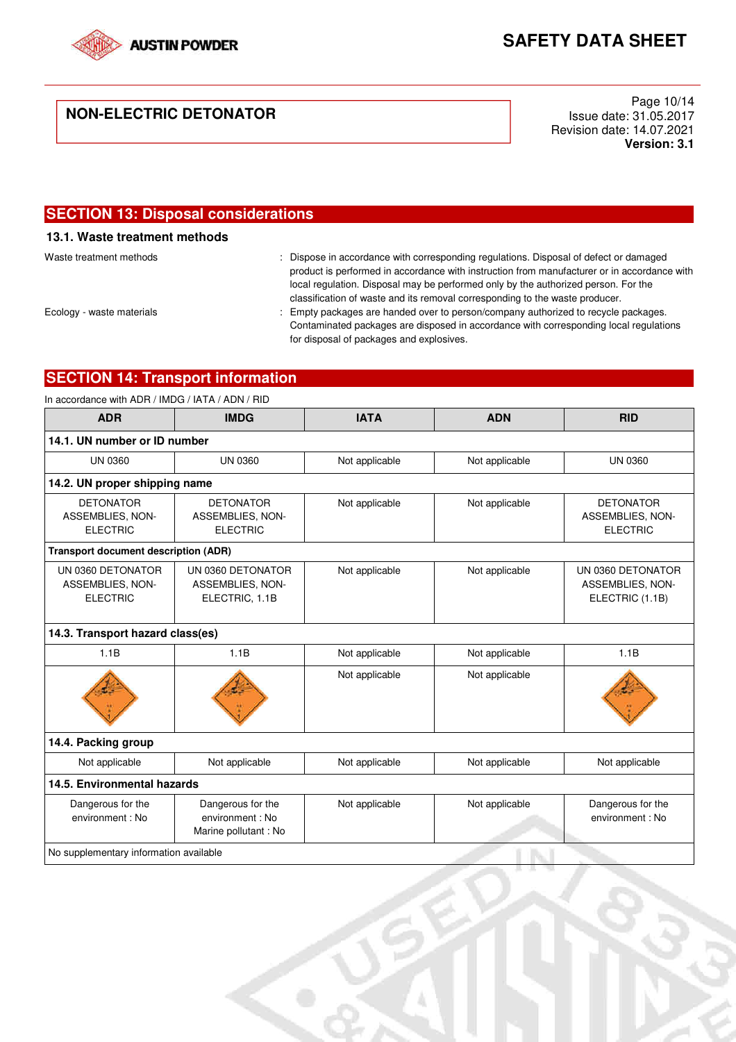## SECTION 13: Disposal considerations

### 13.1. Waste treatment methods

Waste treatment methods : Dispose in accordance with corresponding regulations. Disposal of defect or damaged product is performed in accordance with instruction from manufacturer or in accordance with local regulation. Disposal may be performed only by the authorized person. For the classification of waste and its removal corresponding to the waste producer.

Ecology - waste materials : Empty packages are handed over to person/company authorized to recycle packages. Contaminated packages are disposed in accordance with corresponding local regulations for disposal of packages and explosives.

## SECTION 14: Transport information

In accordance with ADR / IMDG / IATA / ADN / RID

| ADR | IMDG | IATA | ADN | RID |
|---|---|---|---|---|
| **14.1. UN number or ID number** | | | | |
| UN 0360 | UN 0360 | Not applicable | Not applicable | UN 0360 |
| **14.2. UN proper shipping name** | | | | |
| DETONATOR ASSEMBLIES, NON-ELECTRIC | DETONATOR ASSEMBLIES, NON-ELECTRIC | Not applicable | Not applicable | DETONATOR ASSEMBLIES, NON-ELECTRIC |
| **Transport document description (ADR)** | | | | |
| UN 0360 DETONATOR ASSEMBLIES, NON-ELECTRIC | UN 0360 DETONATOR ASSEMBLIES, NON-ELECTRIC, 1.1B | Not applicable | Not applicable | UN 0360 DETONATOR ASSEMBLIES, NON-ELECTRIC (1.1B) |
| **14.3. Transport hazard class(es)** | | | | |
| 1.1B | 1.1B | Not applicable | Not applicable | 1.1B |
| | | Not applicable | Not applicable | |
| **14.4. Packing group** | | | | |
| Not applicable | Not applicable | Not applicable | Not applicable | Not applicable |
| **14.5. Environmental hazards** | | | | |
| Dangerous for the environment : No | Dangerous for the environment : No<br>Marine pollutant : No | Not applicable | Not applicable | Dangerous for the environment : No |
| No supplementary information available | | | | |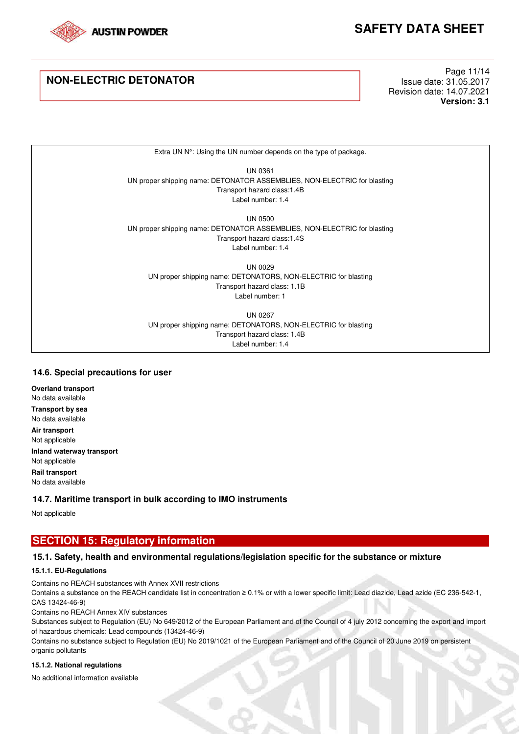Extra UN N°: Using the UN number depends on the type of package.

UN 0361
UN proper shipping name: DETONATOR ASSEMBLIES, NON-ELECTRIC for blasting
Transport hazard class:1.4B
Label number: 1.4

UN 0500
UN proper shipping name: DETONATOR ASSEMBLIES, NON-ELECTRIC for blasting
Transport hazard class:1.4S
Label number: 1.4

UN 0029
UN proper shipping name: DETONATORS, NON-ELECTRIC for blasting
Transport hazard class: 1.1B
Label number: 1

UN 0267
UN proper shipping name: DETONATORS, NON-ELECTRIC for blasting
Transport hazard class: 1.4B
Label number: 1.4

### 14.6. Special precautions for user

**Overland transport**
No data available

**Transport by sea**
No data available

**Air transport**
Not applicable

**Inland waterway transport**
Not applicable

**Rail transport**
No data available

### 14.7. Maritime transport in bulk according to IMO instruments

Not applicable

## SECTION 15: Regulatory information

### 15.1. Safety, health and environmental regulations/legislation specific for the substance or mixture

#### 15.1.1. EU-Regulations

Contains no REACH substances with Annex XVII restrictions

Contains a substance on the REACH candidate list in concentration ≥ 0.1% or with a lower specific limit: Lead diazide, Lead azide (EC 236-542-1, CAS 13424-46-9)

Contains no REACH Annex XIV substances

Substances subject to Regulation (EU) No 649/2012 of the European Parliament and of the Council of 4 july 2012 concerning the export and import of hazardous chemicals: Lead compounds (13424-46-9)

Contains no substance subject to Regulation (EU) No 2019/1021 of the European Parliament and of the Council of 20 June 2019 on persistent organic pollutants

#### 15.1.2. National regulations

No additional information available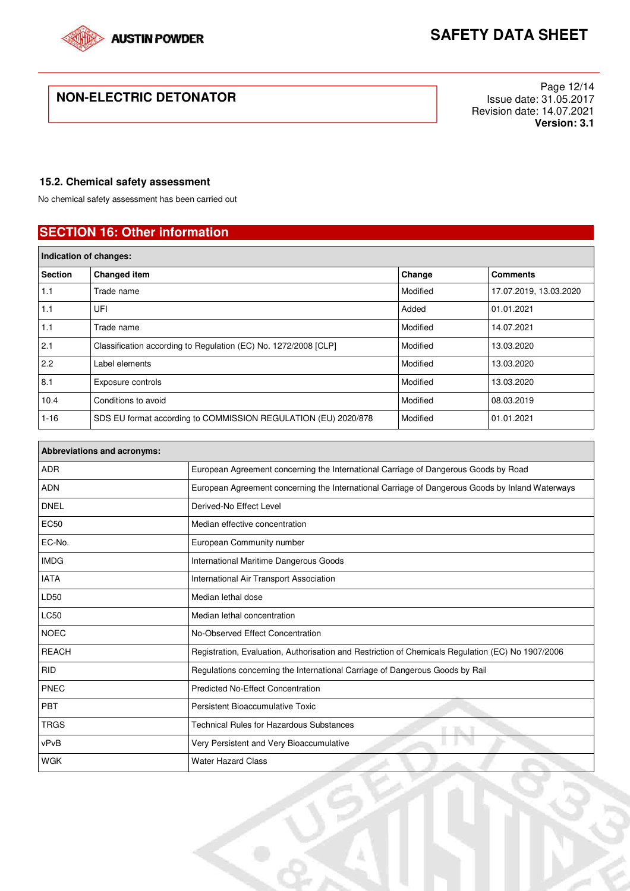### 15.2. Chemical safety assessment

No chemical safety assessment has been carried out

## SECTION 16: Other information

| Indication of changes: | | | |
|---|---|---|---|
| **Section** | **Changed item** | **Change** | **Comments** |
| 1.1 | Trade name | Modified | 17.07.2019, 13.03.2020 |
| 1.1 | UFI | Added | 01.01.2021 |
| 1.1 | Trade name | Modified | 14.07.2021 |
| 2.1 | Classification according to Regulation (EC) No. 1272/2008 [CLP] | Modified | 13.03.2020 |
| 2.2 | Label elements | Modified | 13.03.2020 |
| 8.1 | Exposure controls | Modified | 13.03.2020 |
| 10.4 | Conditions to avoid | Modified | 08.03.2019 |
| 1-16 | SDS EU format according to COMMISSION REGULATION (EU) 2020/878 | Modified | 01.01.2021 |

| Abbreviations and acronyms: | |
|---|---|
| ADR | European Agreement concerning the International Carriage of Dangerous Goods by Road |
| ADN | European Agreement concerning the International Carriage of Dangerous Goods by Inland Waterways |
| DNEL | Derived-No Effect Level |
| EC50 | Median effective concentration |
| EC-No. | European Community number |
| IMDG | International Maritime Dangerous Goods |
| IATA | International Air Transport Association |
| LD50 | Median lethal dose |
| LC50 | Median lethal concentration |
| NOEC | No-Observed Effect Concentration |
| REACH | Registration, Evaluation, Authorisation and Restriction of Chemicals Regulation (EC) No 1907/2006 |
| RID | Regulations concerning the International Carriage of Dangerous Goods by Rail |
| PNEC | Predicted No-Effect Concentration |
| PBT | Persistent Bioaccumulative Toxic |
| TRGS | Technical Rules for Hazardous Substances |
| vPvB | Very Persistent and Very Bioaccumulative |
| WGK | Water Hazard Class |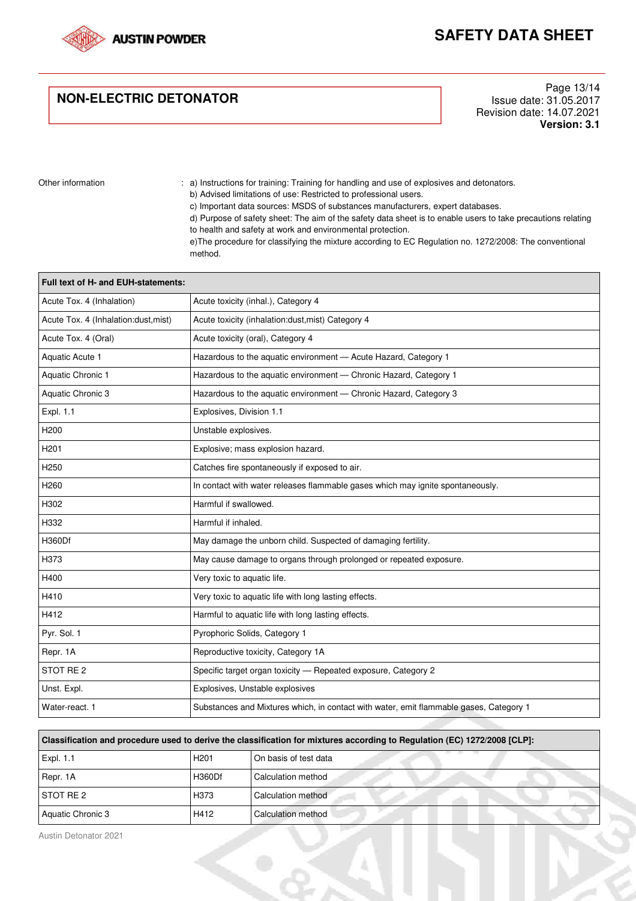Other information : a) Instructions for training: Training for handling and use of explosives and detonators.
b) Advised limitations of use: Restricted to professional users.
c) Important data sources: MSDS of substances manufacturers, expert databases.
d) Purpose of safety sheet: The aim of the safety data sheet is to enable users to take precautions relating to health and safety at work and environmental protection.
e)The procedure for classifying the mixture according to EC Regulation no. 1272/2008: The conventional method.

| Full text of H- and EUH-statements: | |
|---|---|
| Acute Tox. 4 (Inhalation) | Acute toxicity (inhal.), Category 4 |
| Acute Tox. 4 (Inhalation:dust,mist) | Acute toxicity (inhalation:dust,mist) Category 4 |
| Acute Tox. 4 (Oral) | Acute toxicity (oral), Category 4 |
| Aquatic Acute 1 | Hazardous to the aquatic environment — Acute Hazard, Category 1 |
| Aquatic Chronic 1 | Hazardous to the aquatic environment — Chronic Hazard, Category 1 |
| Aquatic Chronic 3 | Hazardous to the aquatic environment — Chronic Hazard, Category 3 |
| Expl. 1.1 | Explosives, Division 1.1 |
| H200 | Unstable explosives. |
| H201 | Explosive; mass explosion hazard. |
| H250 | Catches fire spontaneously if exposed to air. |
| H260 | In contact with water releases flammable gases which may ignite spontaneously. |
| H302 | Harmful if swallowed. |
| H332 | Harmful if inhaled. |
| H360Df | May damage the unborn child. Suspected of damaging fertility. |
| H373 | May cause damage to organs through prolonged or repeated exposure. |
| H400 | Very toxic to aquatic life. |
| H410 | Very toxic to aquatic life with long lasting effects. |
| H412 | Harmful to aquatic life with long lasting effects. |
| Pyr. Sol. 1 | Pyrophoric Solids, Category 1 |
| Repr. 1A | Reproductive toxicity, Category 1A |
| STOT RE 2 | Specific target organ toxicity — Repeated exposure, Category 2 |
| Unst. Expl. | Explosives, Unstable explosives |
| Water-react. 1 | Substances and Mixtures which, in contact with water, emit flammable gases, Category 1 |

| Classification and procedure used to derive the classification for mixtures according to Regulation (EC) 1272/2008 [CLP]: | | |
|---|---|---|
| Expl. 1.1 | H201 | On basis of test data |
| Repr. 1A | H360Df | Calculation method |
| STOT RE 2 | H373 | Calculation method |
| Aquatic Chronic 3 | H412 | Calculation method |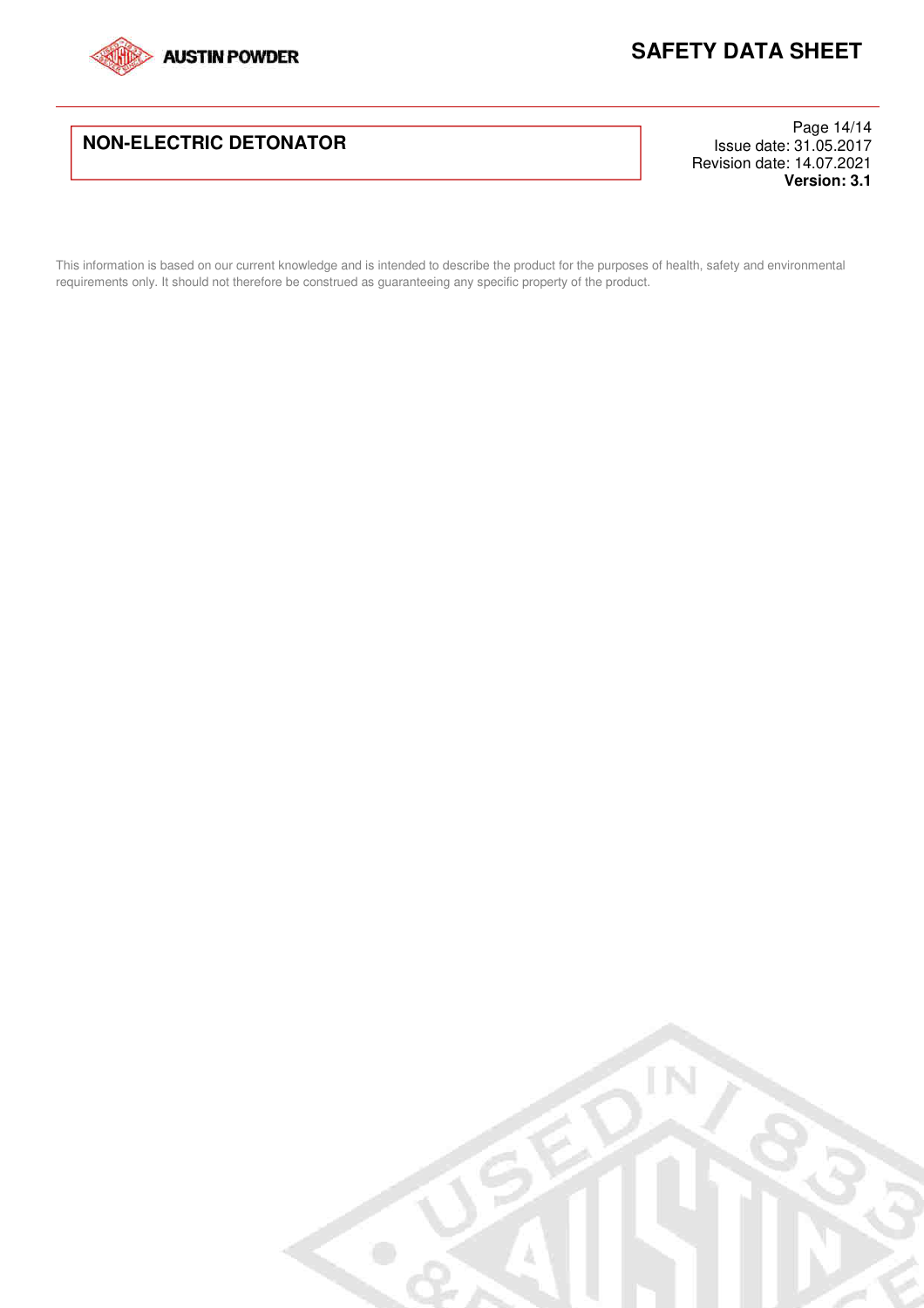This information is based on our current knowledge and is intended to describe the product for the purposes of health, safety and environmental requirements only. It should not therefore be construed as guaranteeing any specific property of the product.